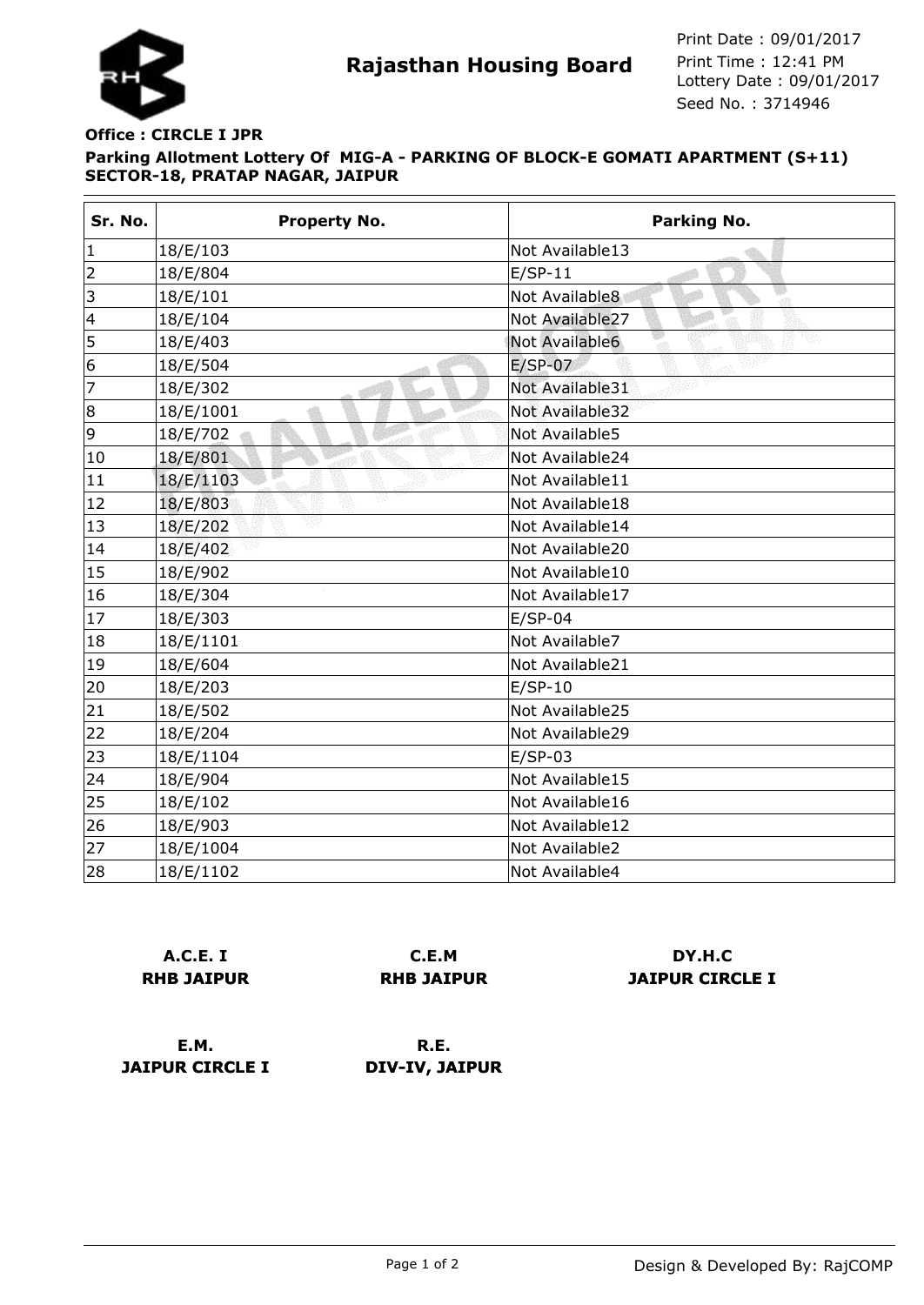**Rajasthan Housing Board**

Print Date : 09/01/2017
Print Time : 12:41 PM
Lottery Date : 09/01/2017
Seed No. : 3714946

**Office : CIRCLE I JPR**

**Parking Allotment Lottery Of MIG-A - PARKING OF BLOCK-E GOMATI APARTMENT (S+11) SECTOR-18, PRATAP NAGAR, JAIPUR**

| Sr. No. | Property No. | Parking No. |
|---|---|---|
| 1 | 18/E/103 | Not Available13 |
| 2 | 18/E/804 | E/SP-11 |
| 3 | 18/E/101 | Not Available8 |
| 4 | 18/E/104 | Not Available27 |
| 5 | 18/E/403 | Not Available6 |
| 6 | 18/E/504 | E/SP-07 |
| 7 | 18/E/302 | Not Available31 |
| 8 | 18/E/1001 | Not Available32 |
| 9 | 18/E/702 | Not Available5 |
| 10 | 18/E/801 | Not Available24 |
| 11 | 18/E/1103 | Not Available11 |
| 12 | 18/E/803 | Not Available18 |
| 13 | 18/E/202 | Not Available14 |
| 14 | 18/E/402 | Not Available20 |
| 15 | 18/E/902 | Not Available10 |
| 16 | 18/E/304 | Not Available17 |
| 17 | 18/E/303 | E/SP-04 |
| 18 | 18/E/1101 | Not Available7 |
| 19 | 18/E/604 | Not Available21 |
| 20 | 18/E/203 | E/SP-10 |
| 21 | 18/E/502 | Not Available25 |
| 22 | 18/E/204 | Not Available29 |
| 23 | 18/E/1104 | E/SP-03 |
| 24 | 18/E/904 | Not Available15 |
| 25 | 18/E/102 | Not Available16 |
| 26 | 18/E/903 | Not Available12 |
| 27 | 18/E/1004 | Not Available2 |
| 28 | 18/E/1102 | Not Available4 |

**A.C.E. I**
**RHB JAIPUR**

**C.E.M**
**RHB JAIPUR**

**DY.H.C**
**JAIPUR CIRCLE I**

**E.M.**
**JAIPUR CIRCLE I**

**R.E.**
**DIV-IV, JAIPUR**

Design & Developed By: RajCOMP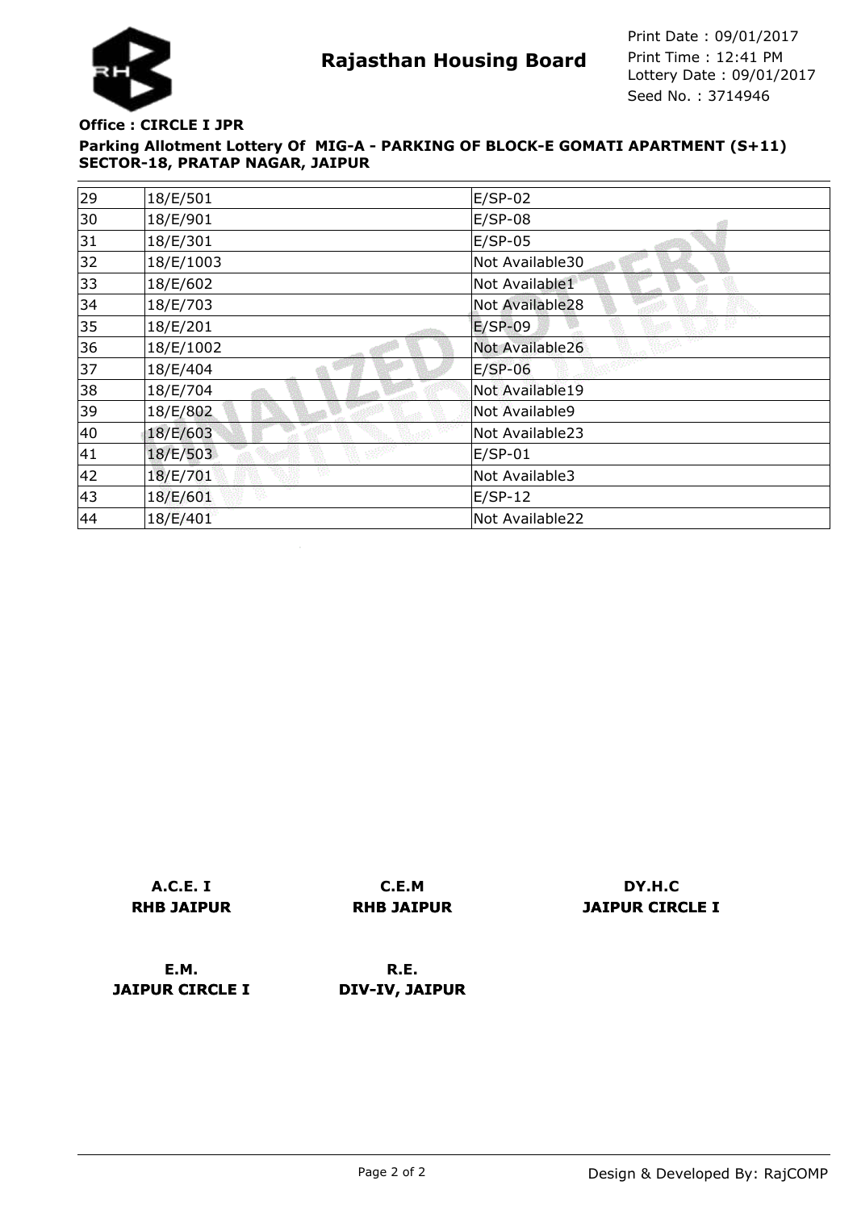**Rajasthan Housing Board**

Print Date : 09/01/2017
Print Time : 12:41 PM
Lottery Date : 09/01/2017
Seed No. : 3714946

**Office : CIRCLE I JPR**

**Parking Allotment Lottery Of MIG-A - PARKING OF BLOCK-E GOMATI APARTMENT (S+11) SECTOR-18, PRATAP NAGAR, JAIPUR**

| | | |
|---|---|---|
| 29 | 18/E/501 | E/SP-02 |
| 30 | 18/E/901 | E/SP-08 |
| 31 | 18/E/301 | E/SP-05 |
| 32 | 18/E/1003 | Not Available30 |
| 33 | 18/E/602 | Not Available1 |
| 34 | 18/E/703 | Not Available28 |
| 35 | 18/E/201 | E/SP-09 |
| 36 | 18/E/1002 | Not Available26 |
| 37 | 18/E/404 | E/SP-06 |
| 38 | 18/E/704 | Not Available19 |
| 39 | 18/E/802 | Not Available9 |
| 40 | 18/E/603 | Not Available23 |
| 41 | 18/E/503 | E/SP-01 |
| 42 | 18/E/701 | Not Available3 |
| 43 | 18/E/601 | E/SP-12 |
| 44 | 18/E/401 | Not Available22 |

**A.C.E. I**
**RHB JAIPUR**

**C.E.M**
**RHB JAIPUR**

**DY.H.C**
**JAIPUR CIRCLE I**

**E.M.**
**JAIPUR CIRCLE I**

**R.E.**
**DIV-IV, JAIPUR**

Design & Developed By: RajCOMP